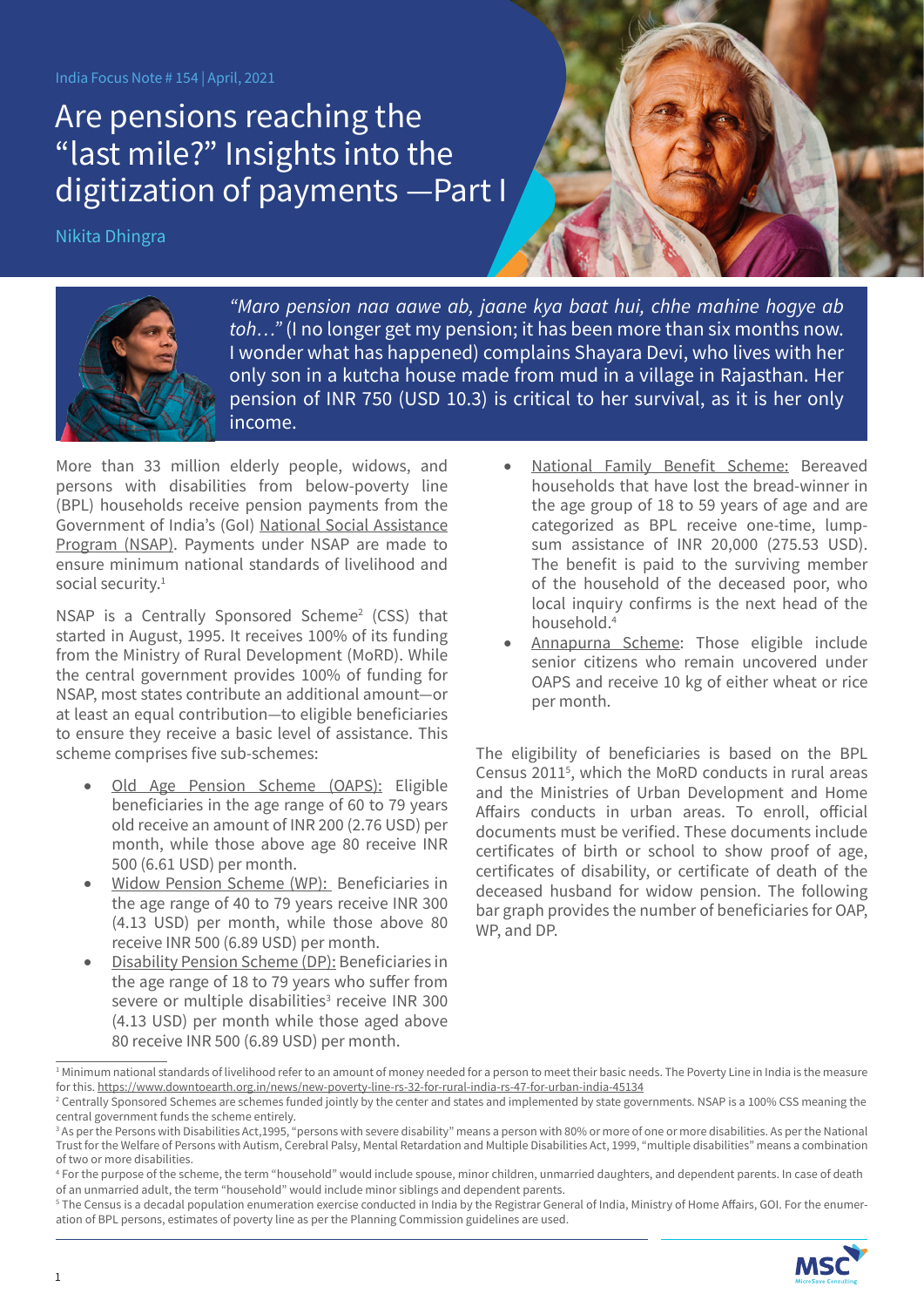India Focus Note # 154 | April, 2021

# Are pensions reaching the "last mile?" Insights into the digitization of payments —Part I

Nikita Dhingra

*"Maro pension naa aawe ab, jaane kya baat hui, chhe mahine hogye ab toh…"* (I no longer get my pension; it has been more than six months now. I wonder what has happened) complains Shayara Devi, who lives with her only son in a kutcha house made from mud in a village in Rajasthan. Her pension of INR 750 (USD 10.3) is critical to her survival, as it is her only income.

More than 33 million elderly people, widows, and persons with disabilities from below-poverty line (BPL) households receive pension payments from the Government of India's (GoI) National Social Assistance Program (NSAP). Payments under NSAP are made to ensure minimum national standards of livelihood and social security.[1]

NSAP is a Centrally Sponsored Scheme[2] (CSS) that started in August, 1995. It receives 100% of its funding from the Ministry of Rural Development (MoRD). While the central government provides 100% of funding for NSAP, most states contribute an additional amount—or at least an equal contribution—to eligible beneficiaries to ensure they receive a basic level of assistance. This scheme comprises five sub-schemes:

- Old Age Pension Scheme (OAPS): Eligible beneficiaries in the age range of 60 to 79 years old receive an amount of INR 200 (2.76 USD) per month, while those above age 80 receive INR 500 (6.61 USD) per month.
- Widow Pension Scheme (WP): Beneficiaries in the age range of 40 to 79 years receive INR 300 (4.13 USD) per month, while those above 80 receive INR 500 (6.89 USD) per month.
- Disability Pension Scheme (DP): Beneficiaries in the age range of 18 to 79 years who suffer from severe or multiple disabilities[3] receive INR 300 (4.13 USD) per month while those aged above 80 receive INR 500 (6.89 USD) per month.
- National Family Benefit Scheme: Bereaved households that have lost the bread-winner in the age group of 18 to 59 years of age and are categorized as BPL receive one-time, lump-sum assistance of INR 20,000 (275.53 USD). The benefit is paid to the surviving member of the household of the deceased poor, who local inquiry confirms is the next head of the household.[4]
- Annapurna Scheme: Those eligible include senior citizens who remain uncovered under OAPS and receive 10 kg of either wheat or rice per month.

The eligibility of beneficiaries is based on the BPL Census 2011[5], which the MoRD conducts in rural areas and the Ministries of Urban Development and Home Affairs conducts in urban areas. To enroll, official documents must be verified. These documents include certificates of birth or school to show proof of age, certificates of disability, or certificate of death of the deceased husband for widow pension. The following bar graph provides the number of beneficiaries for OAP, WP, and DP.

---

[1] Minimum national standards of livelihood refer to an amount of money needed for a person to meet their basic needs. The Poverty Line in India is the measure for this. https://www.downtoearth.org.in/news/new-poverty-line-rs-32-for-rural-india-rs-47-for-urban-india-45134

[2] Centrally Sponsored Schemes are schemes funded jointly by the center and states and implemented by state governments. NSAP is a 100% CSS meaning the central government funds the scheme entirely.

[3] As per the Persons with Disabilities Act,1995, "persons with severe disability" means a person with 80% or more of one or more disabilities. As per the National Trust for the Welfare of Persons with Autism, Cerebral Palsy, Mental Retardation and Multiple Disabilities Act, 1999, "multiple disabilities" means a combination of two or more disabilities.

[4] For the purpose of the scheme, the term "household" would include spouse, minor children, unmarried daughters, and dependent parents. In case of death of an unmarried adult, the term "household" would include minor siblings and dependent parents.

[5] The Census is a decadal population enumeration exercise conducted in India by the Registrar General of India, Ministry of Home Affairs, GOI. For the enumeration of BPL persons, estimates of poverty line as per the Planning Commission guidelines are used.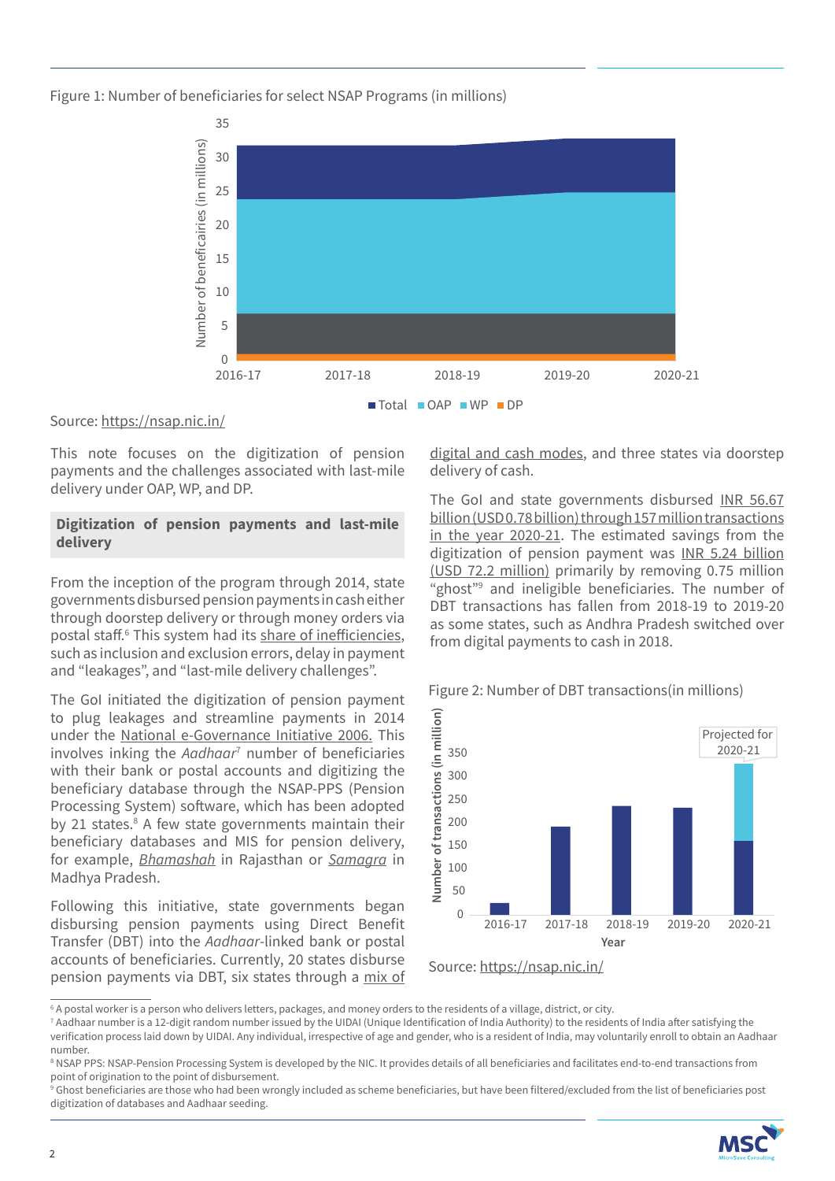Figure 1: Number of beneficiaries for select NSAP Programs (in millions)

Source: https://nsap.nic.in/

This note focuses on the digitization of pension payments and the challenges associated with last-mile delivery under OAP, WP, and DP.

## Digitization of pension payments and last-mile delivery

From the inception of the program through 2014, state governments disbursed pension payments in cash either through doorstep delivery or through money orders via postal staff.[6] This system had its share of inefficiencies, such as inclusion and exclusion errors, delay in payment and "leakages", and "last-mile delivery challenges".

The GoI initiated the digitization of pension payment to plug leakages and streamline payments in 2014 under the National e-Governance Initiative 2006. This involves inking the *Aadhaar*[7] number of beneficiaries with their bank or postal accounts and digitizing the beneficiary database through the NSAP-PPS (Pension Processing System) software, which has been adopted by 21 states.[8] A few state governments maintain their beneficiary databases and MIS for pension delivery, for example, *Bhamashah* in Rajasthan or *Samagra* in Madhya Pradesh.

Following this initiative, state governments began disbursing pension payments using Direct Benefit Transfer (DBT) into the *Aadhaar*-linked bank or postal accounts of beneficiaries. Currently, 20 states disburse pension payments via DBT, six states through a mix of digital and cash modes, and three states via doorstep delivery of cash.

The GoI and state governments disbursed INR 56.67 billion (USD 0.78 billion) through 157 million transactions in the year 2020-21. The estimated savings from the digitization of pension payment was INR 5.24 billion (USD 72.2 million) primarily by removing 0.75 million "ghost"[9] and ineligible beneficiaries. The number of DBT transactions has fallen from 2018-19 to 2019-20 as some states, such as Andhra Pradesh switched over from digital payments to cash in 2018.

Figure 2: Number of DBT transactions(in millions)

Source: https://nsap.nic.in/

[6] A postal worker is a person who delivers letters, packages, and money orders to the residents of a village, district, or city.

[7] Aadhaar number is a 12-digit random number issued by the UIDAI (Unique Identification of India Authority) to the residents of India after satisfying the verification process laid down by UIDAI. Any individual, irrespective of age and gender, who is a resident of India, may voluntarily enroll to obtain an Aadhaar number.

[8] NSAP PPS: NSAP-Pension Processing System is developed by the NIC. It provides details of all beneficiaries and facilitates end-to-end transactions from point of origination to the point of disbursement.

[9] Ghost beneficiaries are those who had been wrongly included as scheme beneficiaries, but have been filtered/excluded from the list of beneficiaries post digitization of databases and Aadhaar seeding.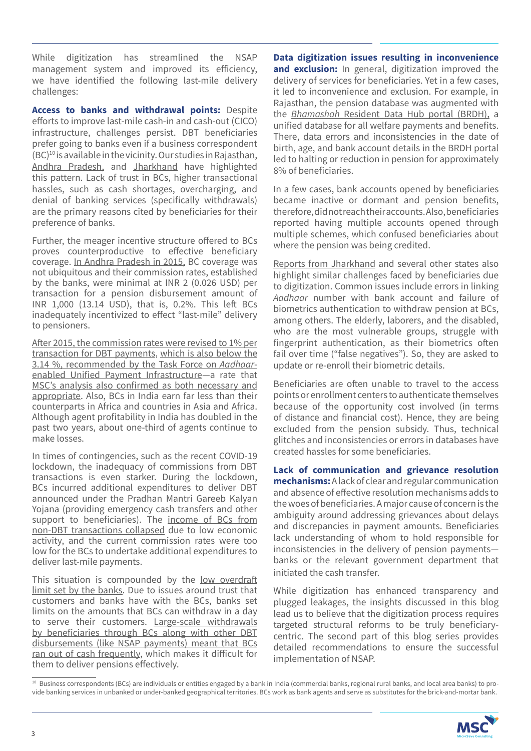While digitization has streamlined the NSAP management system and improved its efficiency, we have identified the following last-mile delivery challenges:

**Access to banks and withdrawal points:** Despite efforts to improve last-mile cash-in and cash-out (CICO) infrastructure, challenges persist. DBT beneficiaries prefer going to banks even if a business correspondent (BC)[10] is available in the vicinity. Our studies in Rajasthan, Andhra Pradesh, and Jharkhand have highlighted this pattern. Lack of trust in BCs, higher transactional hassles, such as cash shortages, overcharging, and denial of banking services (specifically withdrawals) are the primary reasons cited by beneficiaries for their preference of banks.

Further, the meager incentive structure offered to BCs proves counterproductive to effective beneficiary coverage. In Andhra Pradesh in 2015, BC coverage was not ubiquitous and their commission rates, established by the banks, were minimal at INR 2 (0.026 USD) per transaction for a pension disbursement amount of INR 1,000 (13.14 USD), that is, 0.2%. This left BCs inadequately incentivized to effect "last-mile" delivery to pensioners.

After 2015, the commission rates were revised to 1% per transaction for DBT payments, which is also below the 3.14 %, recommended by the Task Force on *Aadhaar*-enabled Unified Payment Infrastructure—a rate that MSC's analysis also confirmed as both necessary and appropriate. Also, BCs in India earn far less than their counterparts in Africa and countries in Asia and Africa. Although agent profitability in India has doubled in the past two years, about one-third of agents continue to make losses.

In times of contingencies, such as the recent COVID-19 lockdown, the inadequacy of commissions from DBT transactions is even starker. During the lockdown, BCs incurred additional expenditures to deliver DBT announced under the Pradhan Mantri Gareeb Kalyan Yojana (providing emergency cash transfers and other support to beneficiaries). The income of BCs from non-DBT transactions collapsed due to low economic activity, and the current commission rates were too low for the BCs to undertake additional expenditures to deliver last-mile payments.

This situation is compounded by the low overdraft limit set by the banks. Due to issues around trust that customers and banks have with the BCs, banks set limits on the amounts that BCs can withdraw in a day to serve their customers. Large-scale withdrawals by beneficiaries through BCs along with other DBT disbursements (like NSAP payments) meant that BCs ran out of cash frequently, which makes it difficult for them to deliver pensions effectively.

**Data digitization issues resulting in inconvenience and exclusion:** In general, digitization improved the delivery of services for beneficiaries. Yet in a few cases, it led to inconvenience and exclusion. For example, in Rajasthan, the pension database was augmented with the *Bhamashah* Resident Data Hub portal (BRDH), a unified database for all welfare payments and benefits. There, data errors and inconsistencies in the date of birth, age, and bank account details in the BRDH portal led to halting or reduction in pension for approximately 8% of beneficiaries.

In a few cases, bank accounts opened by beneficiaries became inactive or dormant and pension benefits, therefore, did not reach their accounts. Also, beneficiaries reported having multiple accounts opened through multiple schemes, which confused beneficiaries about where the pension was being credited.

Reports from Jharkhand and several other states also highlight similar challenges faced by beneficiaries due to digitization. Common issues include errors in linking *Aadhaar* number with bank account and failure of biometrics authentication to withdraw pension at BCs, among others. The elderly, laborers, and the disabled, who are the most vulnerable groups, struggle with fingerprint authentication, as their biometrics often fail over time ("false negatives"). So, they are asked to update or re-enroll their biometric details.

Beneficiaries are often unable to travel to the access points or enrollment centers to authenticate themselves because of the opportunity cost involved (in terms of distance and financial cost). Hence, they are being excluded from the pension subsidy. Thus, technical glitches and inconsistencies or errors in databases have created hassles for some beneficiaries.

**Lack of communication and grievance resolution mechanisms:** A lack of clear and regular communication and absence of effective resolution mechanisms adds to the woes of beneficiaries. A major cause of concern is the ambiguity around addressing grievances about delays and discrepancies in payment amounts. Beneficiaries lack understanding of whom to hold responsible for inconsistencies in the delivery of pension payments—banks or the relevant government department that initiated the cash transfer.

While digitization has enhanced transparency and plugged leakages, the insights discussed in this blog lead us to believe that the digitization process requires targeted structural reforms to be truly beneficiary-centric. The second part of this blog series provides detailed recommendations to ensure the successful implementation of NSAP.

---

[10] Business correspondents (BCs) are individuals or entities engaged by a bank in India (commercial banks, regional rural banks, and local area banks) to provide banking services in unbanked or under-banked geographical territories. BCs work as bank agents and serve as substitutes for the brick-and-mortar bank.